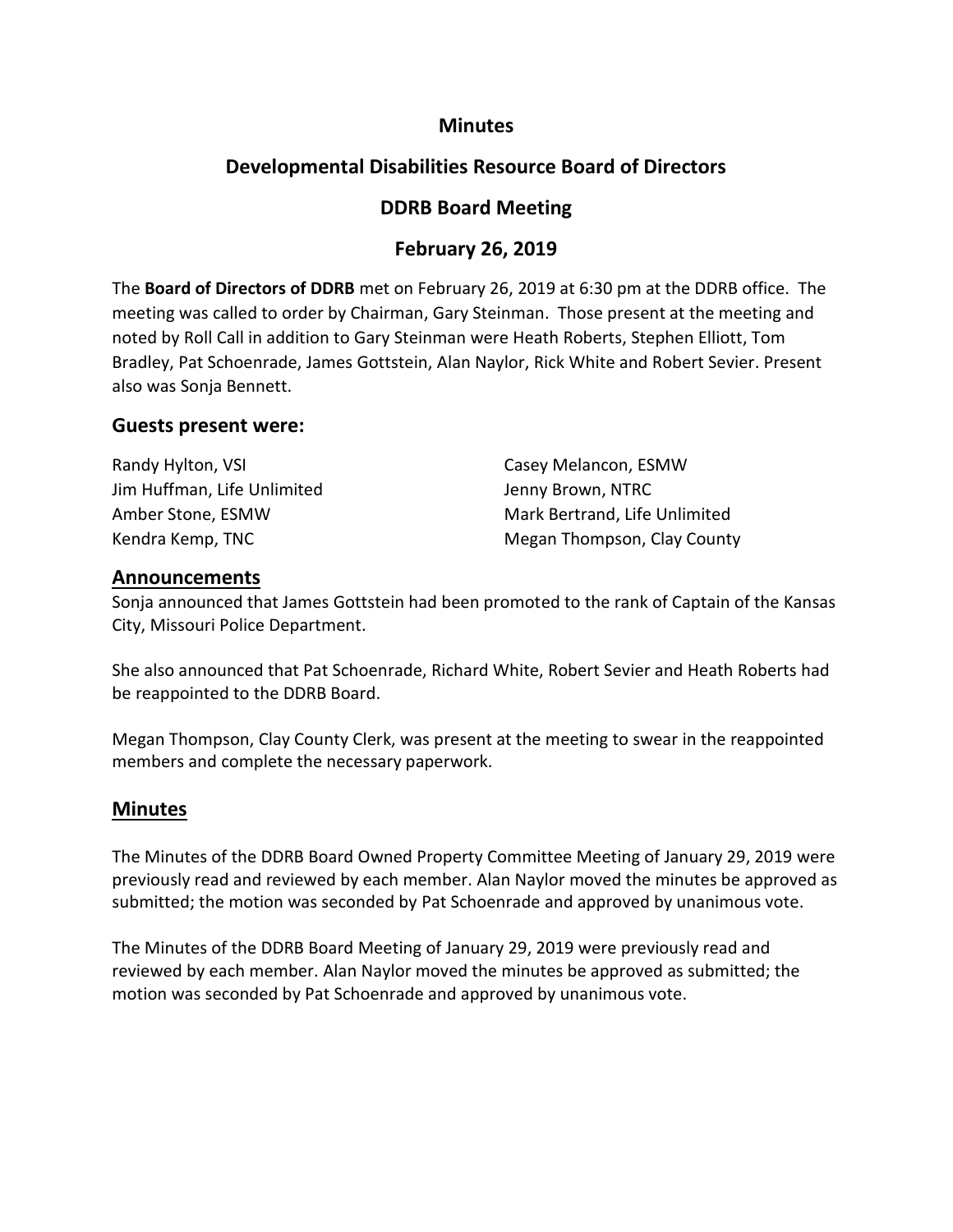# Minutes

## Developmental Disabilities Resource Board of Directors

## DDRB Board Meeting

## February 26, 2019

The **Board of Directors of DDRB** met on February 26, 2019 at 6:30 pm at the DDRB office. The meeting was called to order by Chairman, Gary Steinman. Those present at the meeting and noted by Roll Call in addition to Gary Steinman were Heath Roberts, Stephen Elliott, Tom Bradley, Pat Schoenrade, James Gottstein, Alan Naylor, Rick White and Robert Sevier. Present also was Sonja Bennett.

### Guests present were:

Randy Hylton, VSI
Jim Huffman, Life Unlimited
Amber Stone, ESMW
Kendra Kemp, TNC
Casey Melancon, ESMW
Jenny Brown, NTRC
Mark Bertrand, Life Unlimited
Megan Thompson, Clay County

### Announcements

Sonja announced that James Gottstein had been promoted to the rank of Captain of the Kansas City, Missouri Police Department.

She also announced that Pat Schoenrade, Richard White, Robert Sevier and Heath Roberts had be reappointed to the DDRB Board.

Megan Thompson, Clay County Clerk, was present at the meeting to swear in the reappointed members and complete the necessary paperwork.

### Minutes

The Minutes of the DDRB Board Owned Property Committee Meeting of January 29, 2019 were previously read and reviewed by each member. Alan Naylor moved the minutes be approved as submitted; the motion was seconded by Pat Schoenrade and approved by unanimous vote.

The Minutes of the DDRB Board Meeting of January 29, 2019 were previously read and reviewed by each member. Alan Naylor moved the minutes be approved as submitted; the motion was seconded by Pat Schoenrade and approved by unanimous vote.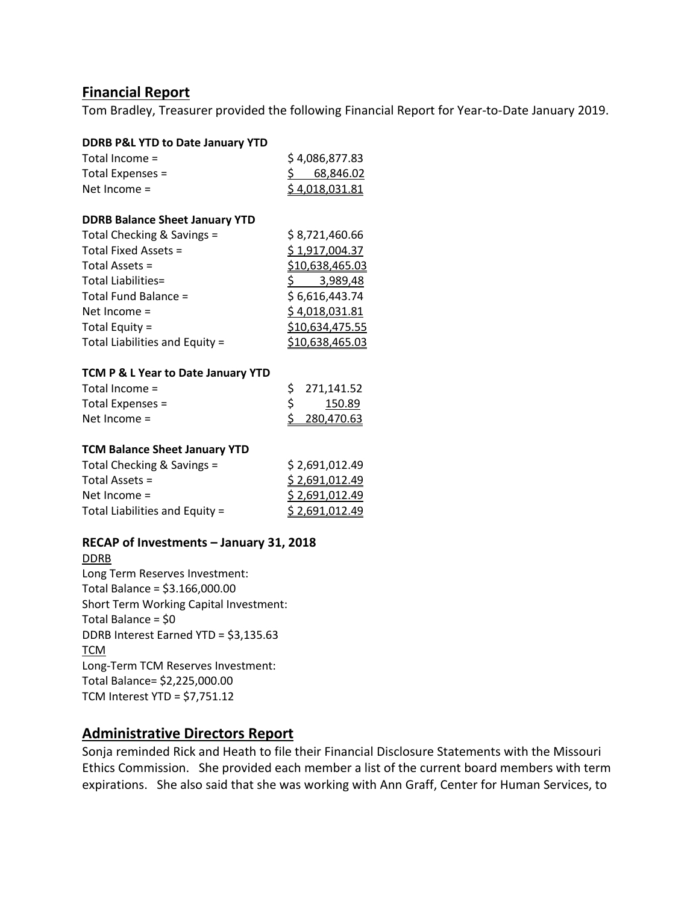## Financial Report

Tom Bradley, Treasurer provided the following Financial Report for Year-to-Date January 2019.

**DDRB P&L YTD to Date January YTD**

| | |
|---|---|
| Total Income = | $ 4,086,877.83 |
| Total Expenses = | $ 68,846.02 |
| Net Income = | $ 4,018,031.81 |

**DDRB Balance Sheet January YTD**

| | |
|---|---|
| Total Checking & Savings = | $ 8,721,460.66 |
| Total Fixed Assets = | $ 1,917,004.37 |
| Total Assets = | $10,638,465.03 |
| Total Liabilities= | $ 3,989,48 |
| Total Fund Balance = | $ 6,616,443.74 |
| Net Income = | $ 4,018,031.81 |
| Total Equity = | $10,634,475.55 |
| Total Liabilities and Equity = | $10,638,465.03 |

**TCM P & L Year to Date January YTD**

| | |
|---|---|
| Total Income = | $ 271,141.52 |
| Total Expenses = | $ 150.89 |
| Net Income = | $ 280,470.63 |

**TCM Balance Sheet January YTD**

| | |
|---|---|
| Total Checking & Savings = | $ 2,691,012.49 |
| Total Assets = | $ 2,691,012.49 |
| Net Income = | $ 2,691,012.49 |
| Total Liabilities and Equity = | $ 2,691,012.49 |

**RECAP of Investments – January 31, 2018**

DDRB
Long Term Reserves Investment:
Total Balance = $3.166,000.00
Short Term Working Capital Investment:
Total Balance = $0
DDRB Interest Earned YTD = $3,135.63
TCM
Long-Term TCM Reserves Investment:
Total Balance= $2,225,000.00
TCM Interest YTD = $7,751.12

## Administrative Directors Report

Sonja reminded Rick and Heath to file their Financial Disclosure Statements with the Missouri Ethics Commission. She provided each member a list of the current board members with term expirations. She also said that she was working with Ann Graff, Center for Human Services, to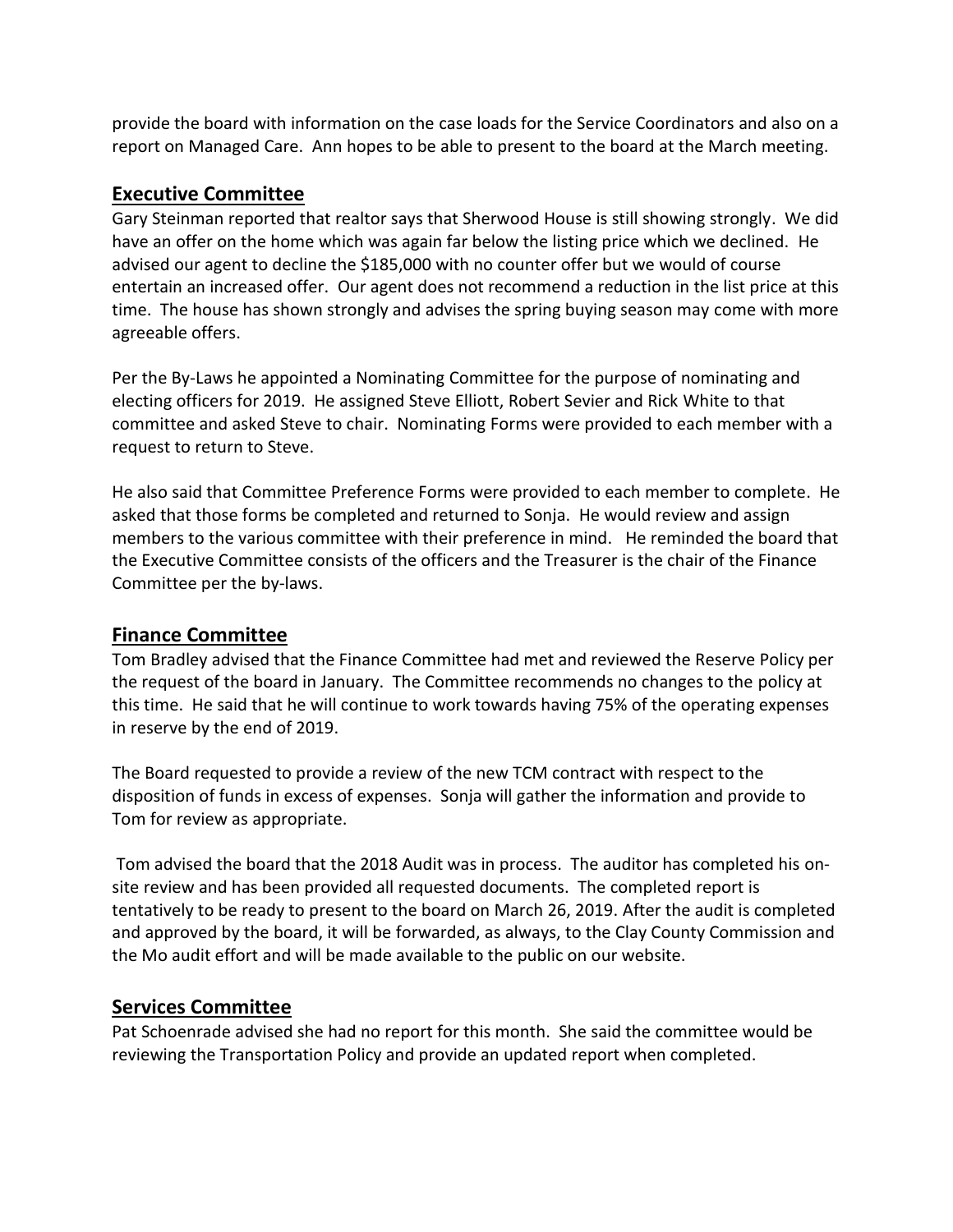provide the board with information on the case loads for the Service Coordinators and also on a report on Managed Care. Ann hopes to be able to present to the board at the March meeting.

## Executive Committee

Gary Steinman reported that realtor says that Sherwood House is still showing strongly. We did have an offer on the home which was again far below the listing price which we declined. He advised our agent to decline the $185,000 with no counter offer but we would of course entertain an increased offer. Our agent does not recommend a reduction in the list price at this time. The house has shown strongly and advises the spring buying season may come with more agreeable offers.

Per the By-Laws he appointed a Nominating Committee for the purpose of nominating and electing officers for 2019. He assigned Steve Elliott, Robert Sevier and Rick White to that committee and asked Steve to chair. Nominating Forms were provided to each member with a request to return to Steve.

He also said that Committee Preference Forms were provided to each member to complete. He asked that those forms be completed and returned to Sonja. He would review and assign members to the various committee with their preference in mind. He reminded the board that the Executive Committee consists of the officers and the Treasurer is the chair of the Finance Committee per the by-laws.

## Finance Committee

Tom Bradley advised that the Finance Committee had met and reviewed the Reserve Policy per the request of the board in January. The Committee recommends no changes to the policy at this time. He said that he will continue to work towards having 75% of the operating expenses in reserve by the end of 2019.

The Board requested to provide a review of the new TCM contract with respect to the disposition of funds in excess of expenses. Sonja will gather the information and provide to Tom for review as appropriate.

Tom advised the board that the 2018 Audit was in process. The auditor has completed his on-site review and has been provided all requested documents. The completed report is tentatively to be ready to present to the board on March 26, 2019. After the audit is completed and approved by the board, it will be forwarded, as always, to the Clay County Commission and the Mo audit effort and will be made available to the public on our website.

## Services Committee

Pat Schoenrade advised she had no report for this month. She said the committee would be reviewing the Transportation Policy and provide an updated report when completed.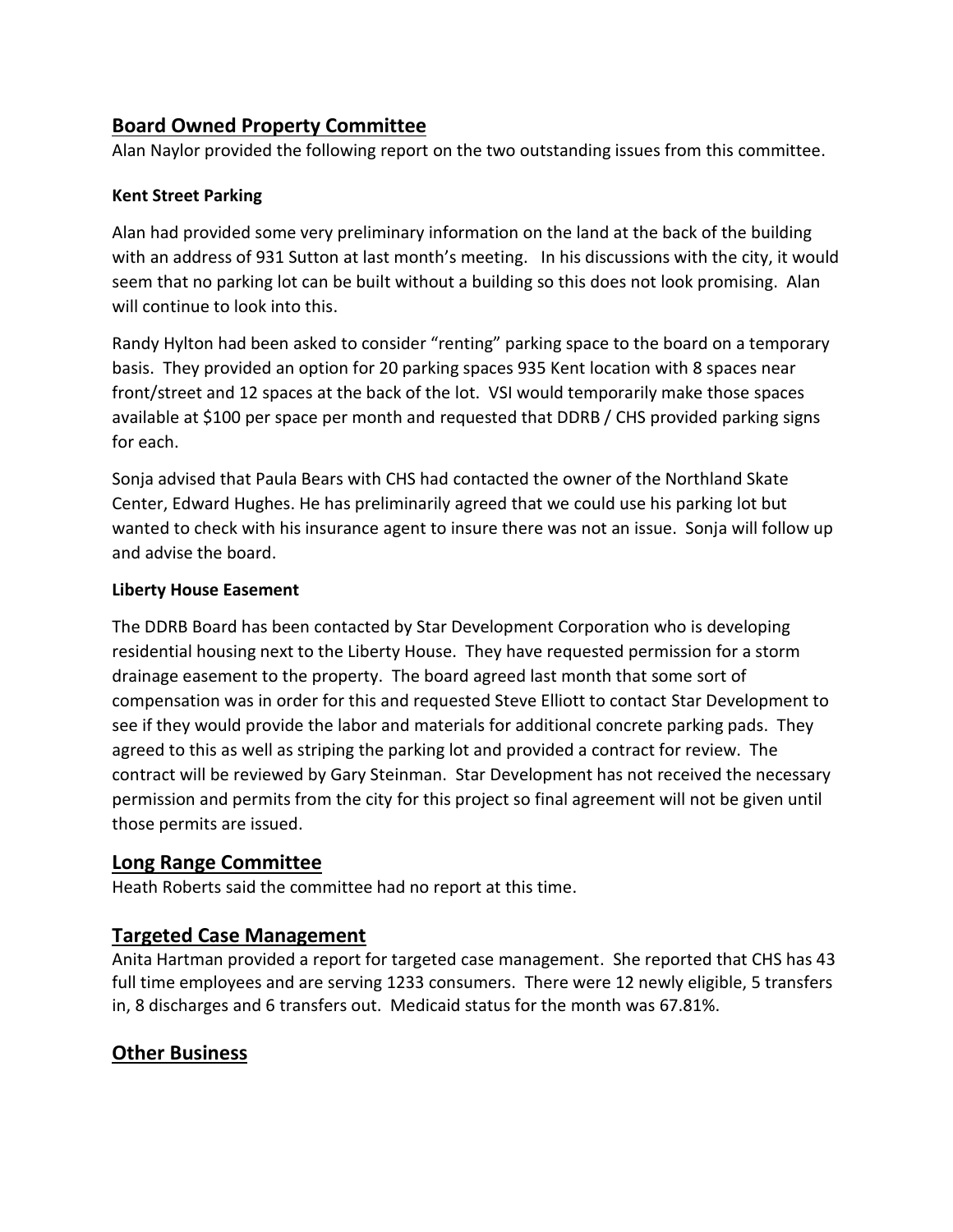## Board Owned Property Committee

Alan Naylor provided the following report on the two outstanding issues from this committee.

### Kent Street Parking

Alan had provided some very preliminary information on the land at the back of the building with an address of 931 Sutton at last month's meeting. In his discussions with the city, it would seem that no parking lot can be built without a building so this does not look promising. Alan will continue to look into this.

Randy Hylton had been asked to consider "renting" parking space to the board on a temporary basis. They provided an option for 20 parking spaces 935 Kent location with 8 spaces near front/street and 12 spaces at the back of the lot. VSI would temporarily make those spaces available at $100 per space per month and requested that DDRB / CHS provided parking signs for each.

Sonja advised that Paula Bears with CHS had contacted the owner of the Northland Skate Center, Edward Hughes. He has preliminarily agreed that we could use his parking lot but wanted to check with his insurance agent to insure there was not an issue. Sonja will follow up and advise the board.

### Liberty House Easement

The DDRB Board has been contacted by Star Development Corporation who is developing residential housing next to the Liberty House. They have requested permission for a storm drainage easement to the property. The board agreed last month that some sort of compensation was in order for this and requested Steve Elliott to contact Star Development to see if they would provide the labor and materials for additional concrete parking pads. They agreed to this as well as striping the parking lot and provided a contract for review. The contract will be reviewed by Gary Steinman. Star Development has not received the necessary permission and permits from the city for this project so final agreement will not be given until those permits are issued.

## Long Range Committee

Heath Roberts said the committee had no report at this time.

## Targeted Case Management

Anita Hartman provided a report for targeted case management. She reported that CHS has 43 full time employees and are serving 1233 consumers. There were 12 newly eligible, 5 transfers in, 8 discharges and 6 transfers out. Medicaid status for the month was 67.81%.

## Other Business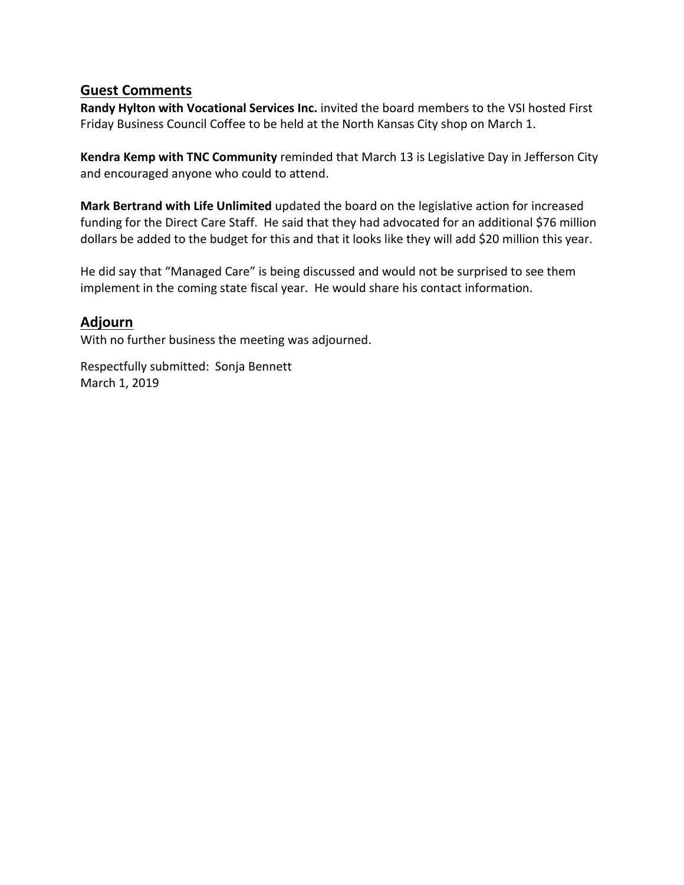## Guest Comments

**Randy Hylton with Vocational Services Inc.** invited the board members to the VSI hosted First Friday Business Council Coffee to be held at the North Kansas City shop on March 1.

**Kendra Kemp with TNC Community** reminded that March 13 is Legislative Day in Jefferson City and encouraged anyone who could to attend.

**Mark Bertrand with Life Unlimited** updated the board on the legislative action for increased funding for the Direct Care Staff. He said that they had advocated for an additional $76 million dollars be added to the budget for this and that it looks like they will add $20 million this year.

He did say that "Managed Care" is being discussed and would not be surprised to see them implement in the coming state fiscal year. He would share his contact information.

## Adjourn

With no further business the meeting was adjourned.

Respectfully submitted: Sonja Bennett
March 1, 2019